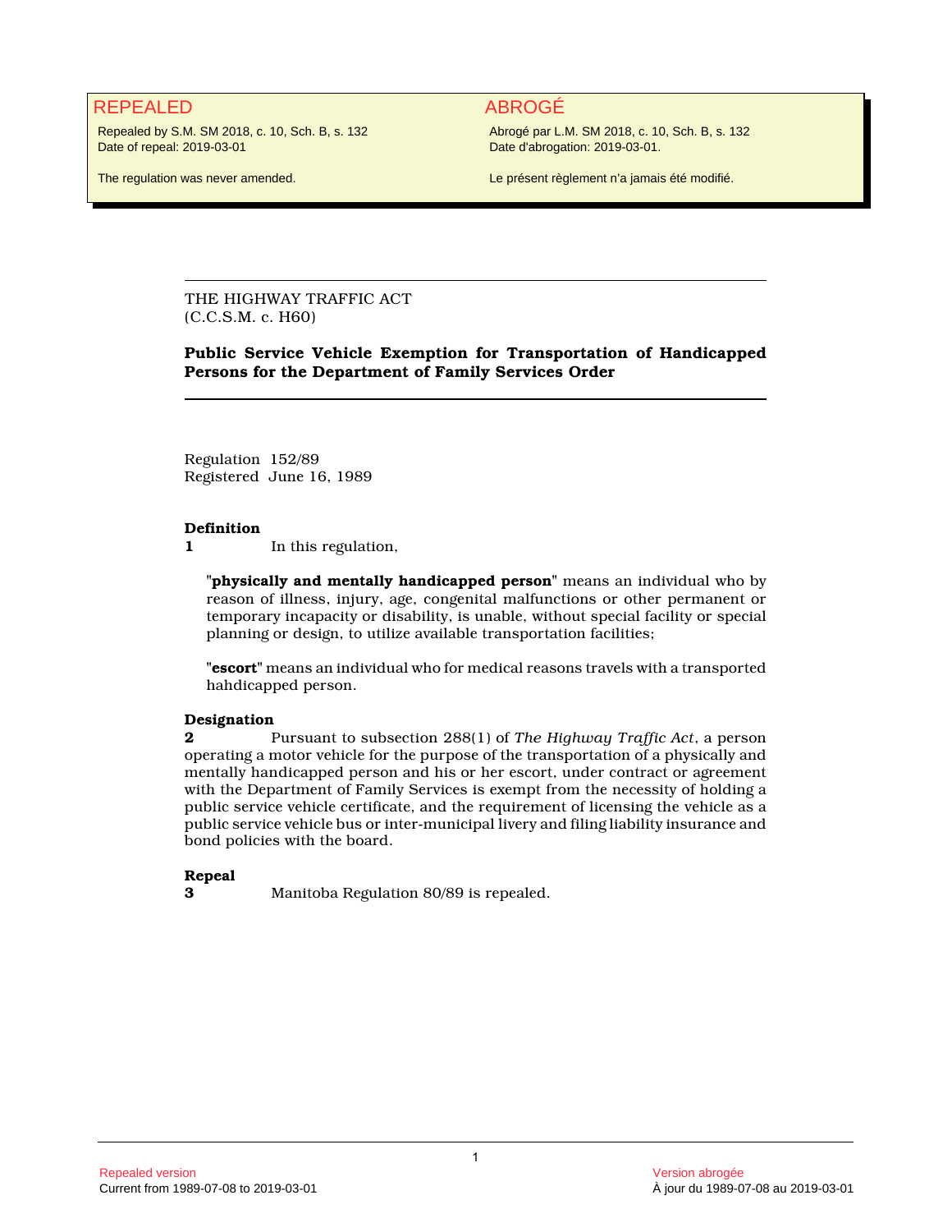| REPEALED | ABROGÉ |
| --- | --- |
| Repealed by S.M. SM 2018, c. 10, Sch. B, s. 132<br>Date of repeal: 2019-03-01 | Abrogé par L.M. SM 2018, c. 10, Sch. B, s. 132<br>Date d'abrogation: 2019-03-01. |
| The regulation was never amended. | Le présent règlement n'a jamais été modifié. |

THE HIGHWAY TRAFFIC ACT
(C.C.S.M. c. H60)

## Public Service Vehicle Exemption for Transportation of Handicapped Persons for the Department of Family Services Order

Regulation 152/89
Registered June 16, 1989

**Definition**

**1** In this regulation,

"**physically and mentally handicapped person**" means an individual who by reason of illness, injury, age, congenital malfunctions or other permanent or temporary incapacity or disability, is unable, without special facility or special planning or design, to utilize available transportation facilities;

"**escort**" means an individual who for medical reasons travels with a transported hahdicapped person.

**Designation**

**2** Pursuant to subsection 288(1) of *The Highway Traffic Act*, a person operating a motor vehicle for the purpose of the transportation of a physically and mentally handicapped person and his or her escort, under contract or agreement with the Department of Family Services is exempt from the necessity of holding a public service vehicle certificate, and the requirement of licensing the vehicle as a public service vehicle bus or inter-municipal livery and filing liability insurance and bond policies with the board.

**Repeal**

**3** Manitoba Regulation 80/89 is repealed.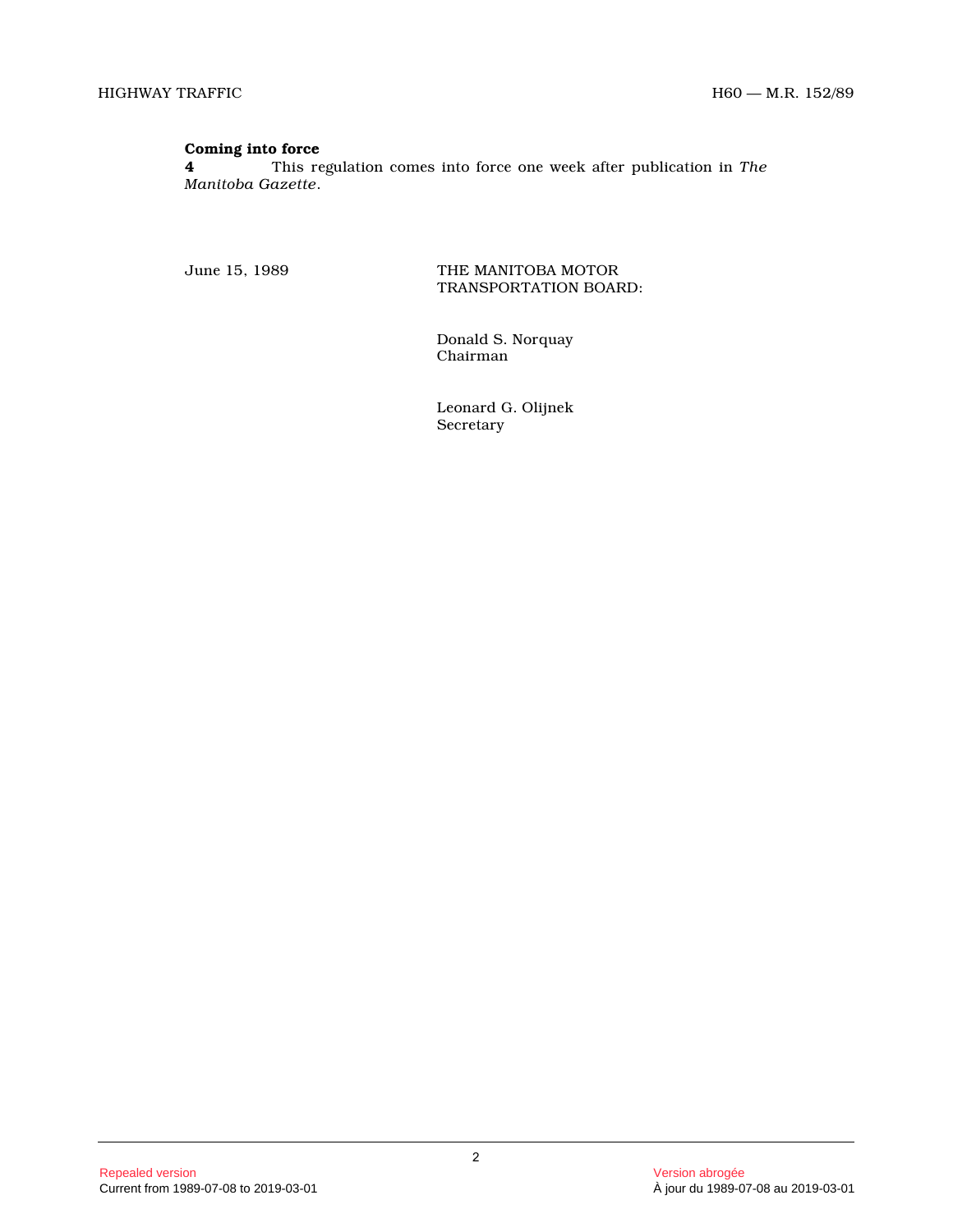**Coming into force**

**4** This regulation comes into force one week after publication in *The Manitoba Gazette*.

June 15, 1989

THE MANITOBA MOTOR TRANSPORTATION BOARD:

Donald S. Norquay
Chairman

Leonard G. Olijnek
Secretary